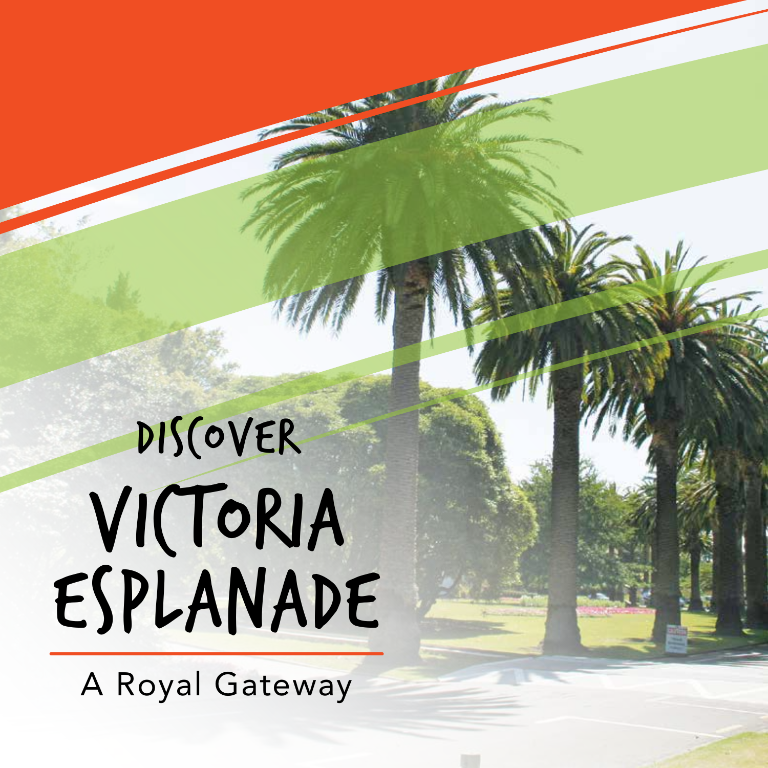# DISCOVER VICTORIA ESPLANADE

A Royal Gateway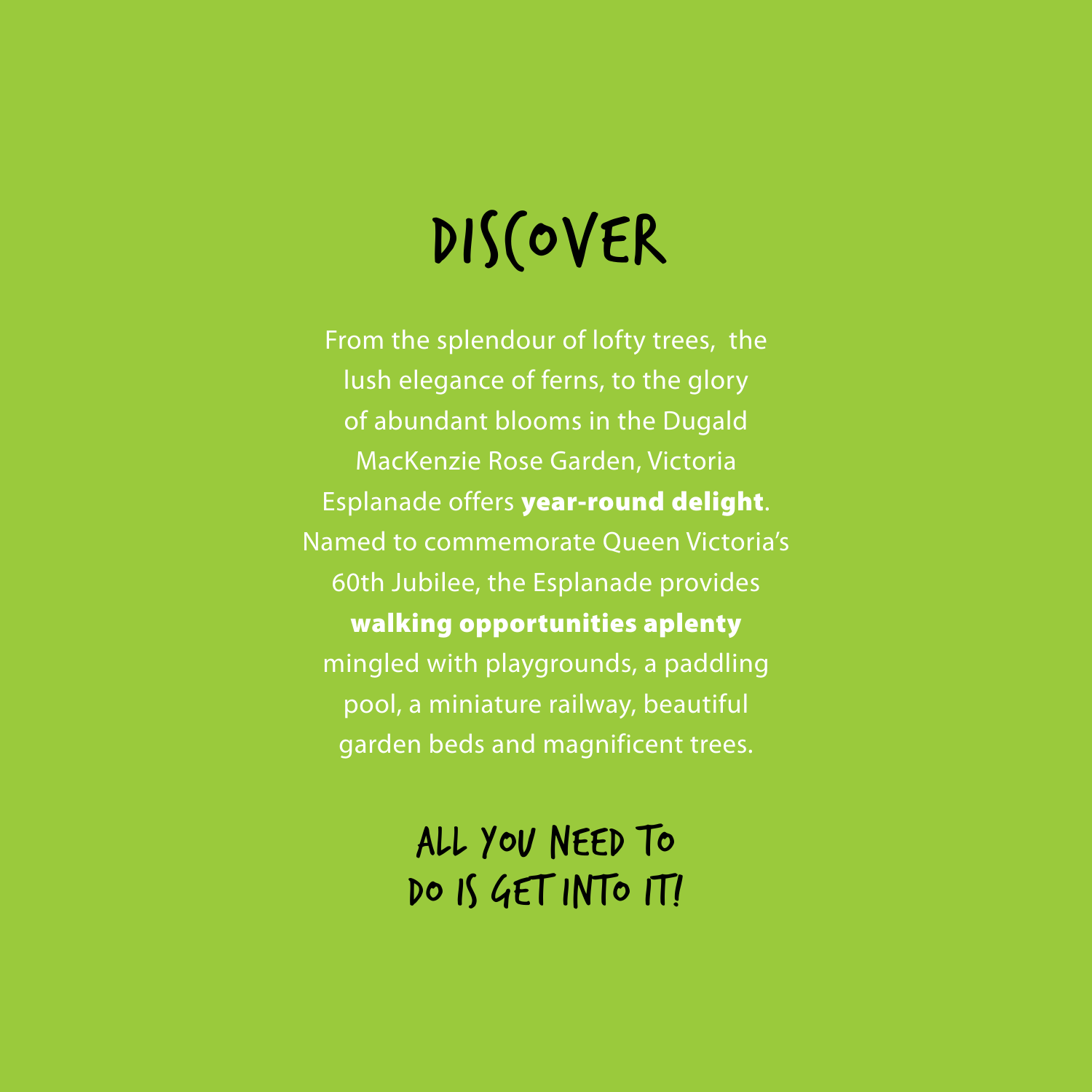# DISCOVER

From the splendour of lofty trees, the lush elegance of ferns, to the glory of abundant blooms in the Dugald MacKenzie Rose Garden, Victoria Esplanade offers **year-round delight**. Named to commemorate Queen Victoria's 60th Jubilee, the Esplanade provides **walking opportunities aplenty** mingled with playgrounds, a paddling pool, a miniature railway, beautiful garden beds and magnificent trees.

## ALL YOU NEED TO DO IS GET INTO IT!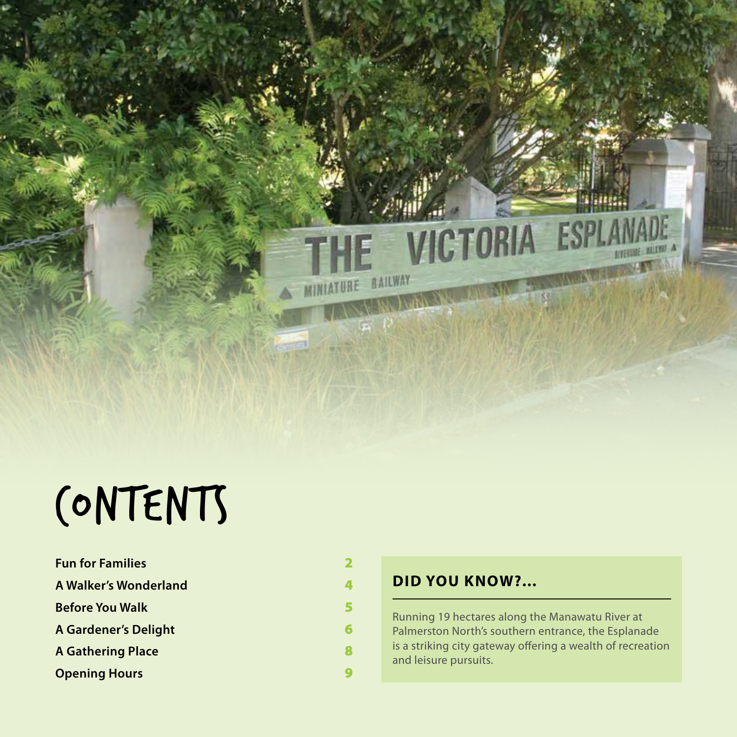# CONTENTS

| | |
|---|---|
| **Fun for Families** | 2 |
| **A Walker's Wonderland** | 4 |
| **Before You Walk** | 5 |
| **A Gardener's Delight** | 6 |
| **A Gathering Place** | 8 |
| **Opening Hours** | 9 |

## DID YOU KNOW?...

Running 19 hectares along the Manawatu River at Palmerston North's southern entrance, the Esplanade is a striking city gateway offering a wealth of recreation and leisure pursuits.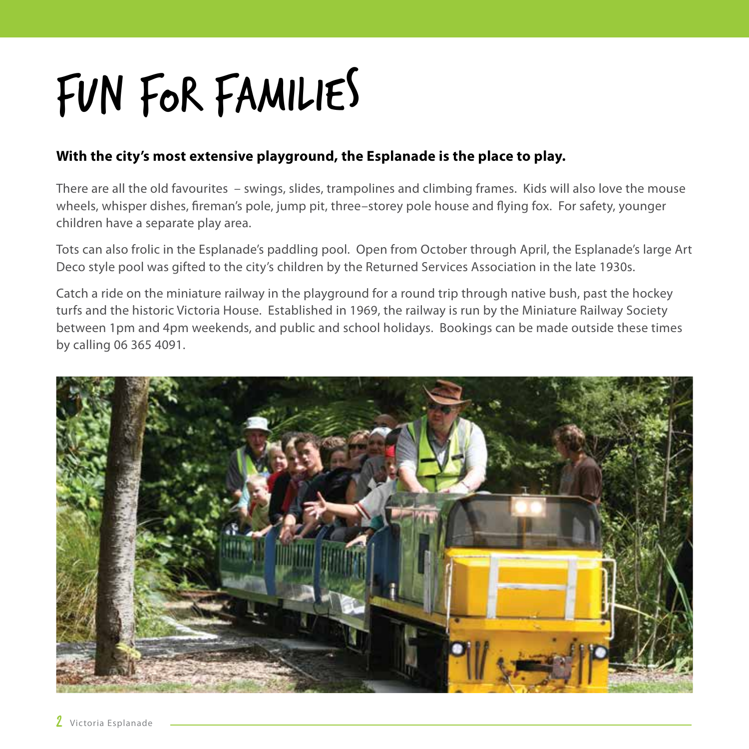# FUN FOR FAMILIES

**With the city's most extensive playground, the Esplanade is the place to play.**

There are all the old favourites – swings, slides, trampolines and climbing frames. Kids will also love the mouse wheels, whisper dishes, fireman's pole, jump pit, three–storey pole house and flying fox. For safety, younger children have a separate play area.

Tots can also frolic in the Esplanade's paddling pool. Open from October through April, the Esplanade's large Art Deco style pool was gifted to the city's children by the Returned Services Association in the late 1930s.

Catch a ride on the miniature railway in the playground for a round trip through native bush, past the hockey turfs and the historic Victoria House. Established in 1969, the railway is run by the Miniature Railway Society between 1pm and 4pm weekends, and public and school holidays. Bookings can be made outside these times by calling 06 365 4091.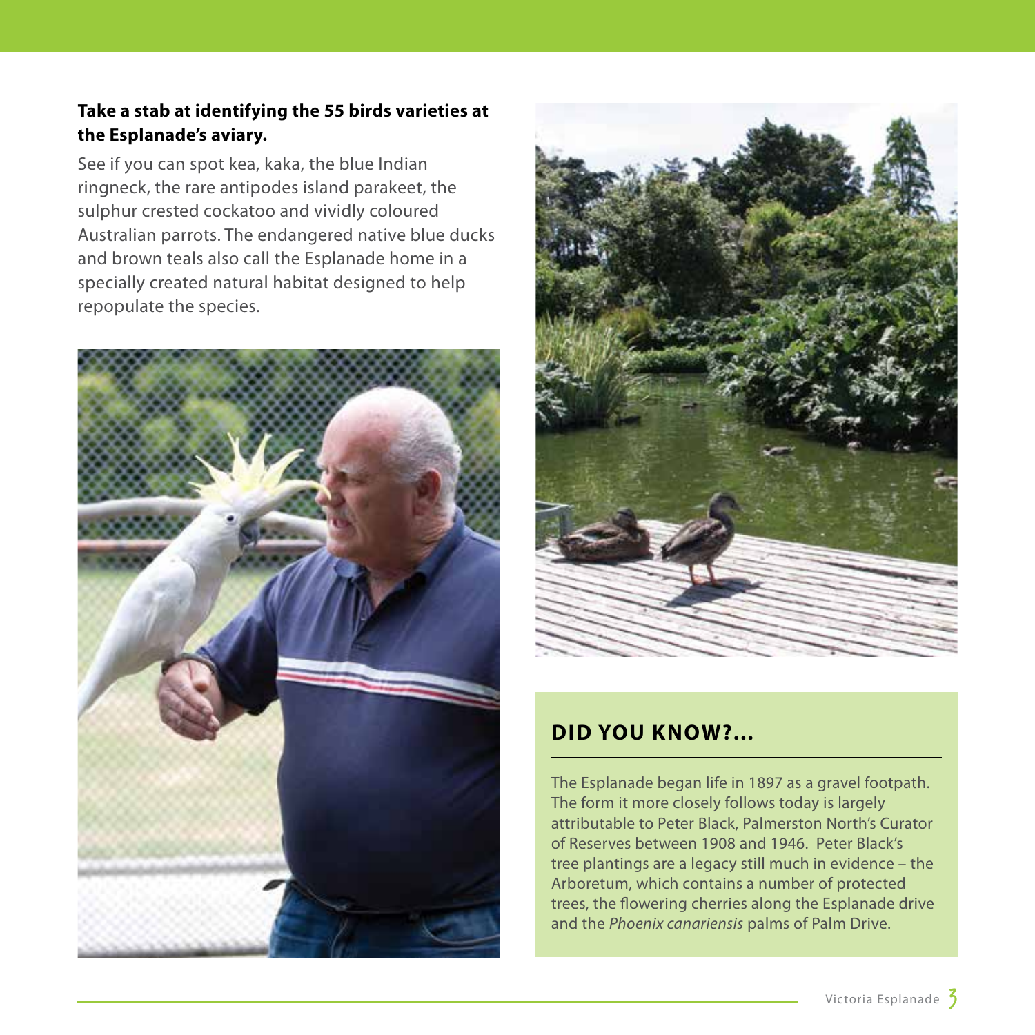**Take a stab at identifying the 55 birds varieties at the Esplanade's aviary.**

See if you can spot kea, kaka, the blue Indian ringneck, the rare antipodes island parakeet, the sulphur crested cockatoo and vividly coloured Australian parrots. The endangered native blue ducks and brown teals also call the Esplanade home in a specially created natural habitat designed to help repopulate the species.

## DID YOU KNOW?...

The Esplanade began life in 1897 as a gravel footpath. The form it more closely follows today is largely attributable to Peter Black, Palmerston North's Curator of Reserves between 1908 and 1946. Peter Black's tree plantings are a legacy still much in evidence – the Arboretum, which contains a number of protected trees, the flowering cherries along the Esplanade drive and the *Phoenix canariensis* palms of Palm Drive.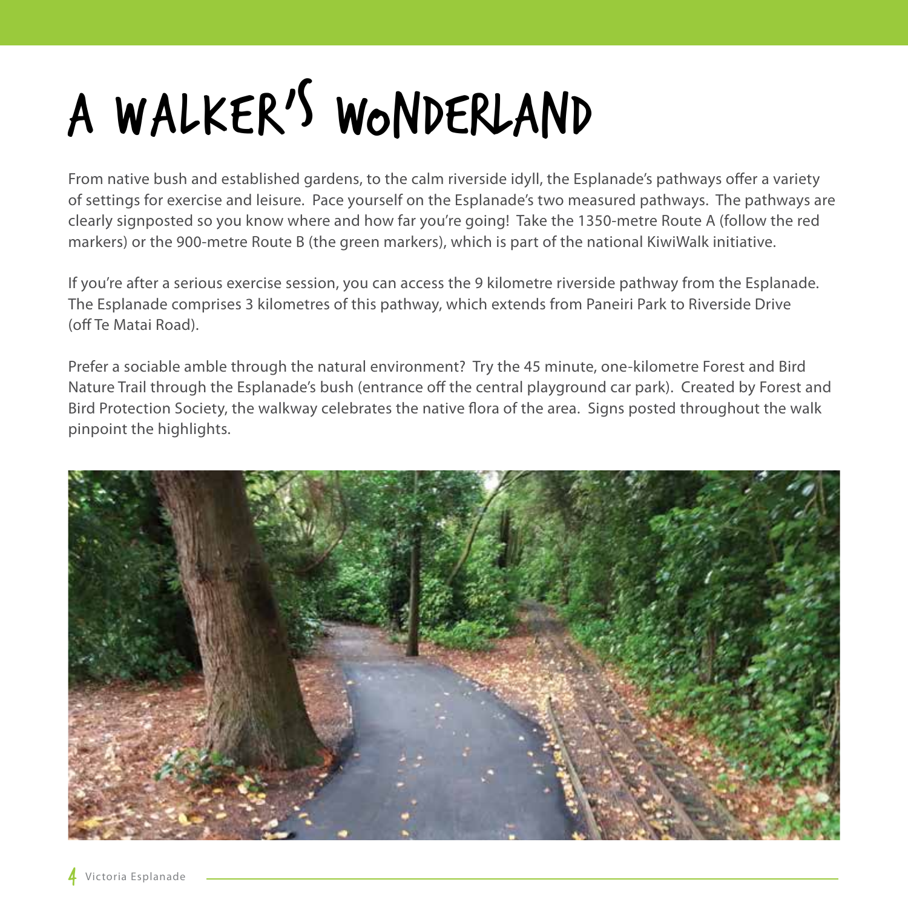# A WALKER'S WONDERLAND

From native bush and established gardens, to the calm riverside idyll, the Esplanade's pathways offer a variety of settings for exercise and leisure. Pace yourself on the Esplanade's two measured pathways. The pathways are clearly signposted so you know where and how far you're going! Take the 1350-metre Route A (follow the red markers) or the 900-metre Route B (the green markers), which is part of the national KiwiWalk initiative.

If you're after a serious exercise session, you can access the 9 kilometre riverside pathway from the Esplanade. The Esplanade comprises 3 kilometres of this pathway, which extends from Paneiri Park to Riverside Drive (off Te Matai Road).

Prefer a sociable amble through the natural environment? Try the 45 minute, one-kilometre Forest and Bird Nature Trail through the Esplanade's bush (entrance off the central playground car park). Created by Forest and Bird Protection Society, the walkway celebrates the native flora of the area. Signs posted throughout the walk pinpoint the highlights.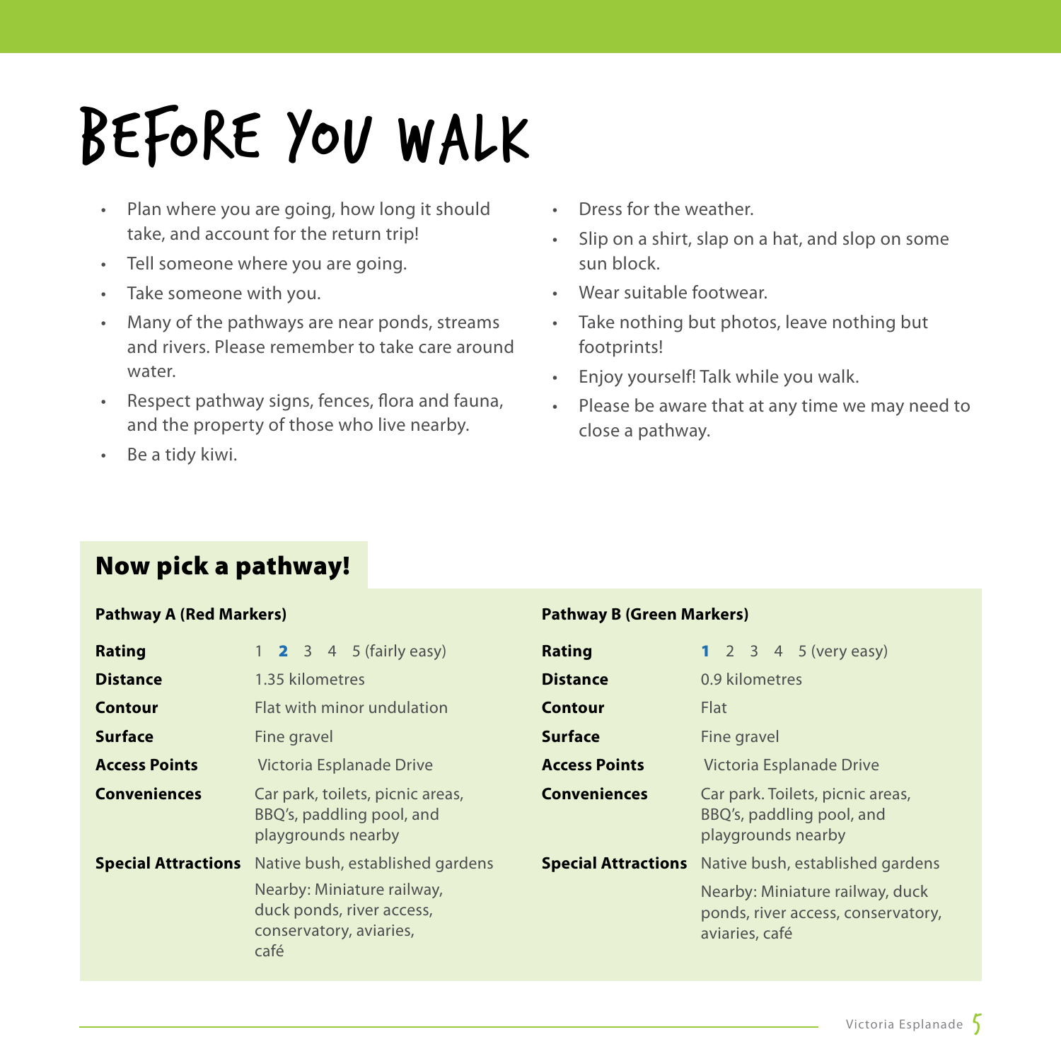# BEFORE YOU WALK

- Plan where you are going, how long it should take, and account for the return trip!
- Tell someone where you are going.
- Take someone with you.
- Many of the pathways are near ponds, streams and rivers. Please remember to take care around water.
- Respect pathway signs, fences, flora and fauna, and the property of those who live nearby.
- Be a tidy kiwi.
- Dress for the weather.
- Slip on a shirt, slap on a hat, and slop on some sun block.
- Wear suitable footwear.
- Take nothing but photos, leave nothing but footprints!
- Enjoy yourself! Talk while you walk.
- Please be aware that at any time we may need to close a pathway.

## Now pick a pathway!

### Pathway A (Red Markers)

| | |
|---|---|
| **Rating** | 1 **2** 3 4 5 (fairly easy) |
| **Distance** | 1.35 kilometres |
| **Contour** | Flat with minor undulation |
| **Surface** | Fine gravel |
| **Access Points** | Victoria Esplanade Drive |
| **Conveniences** | Car park, toilets, picnic areas, BBQ's, paddling pool, and playgrounds nearby |
| **Special Attractions** | Native bush, established gardens<br>Nearby: Miniature railway, duck ponds, river access, conservatory, aviaries, café |

### Pathway B (Green Markers)

| | |
|---|---|
| **Rating** | **1** 2 3 4 5 (very easy) |
| **Distance** | 0.9 kilometres |
| **Contour** | Flat |
| **Surface** | Fine gravel |
| **Access Points** | Victoria Esplanade Drive |
| **Conveniences** | Car park. Toilets, picnic areas, BBQ's, paddling pool, and playgrounds nearby |
| **Special Attractions** | Native bush, established gardens<br>Nearby: Miniature railway, duck ponds, river access, conservatory, aviaries, café |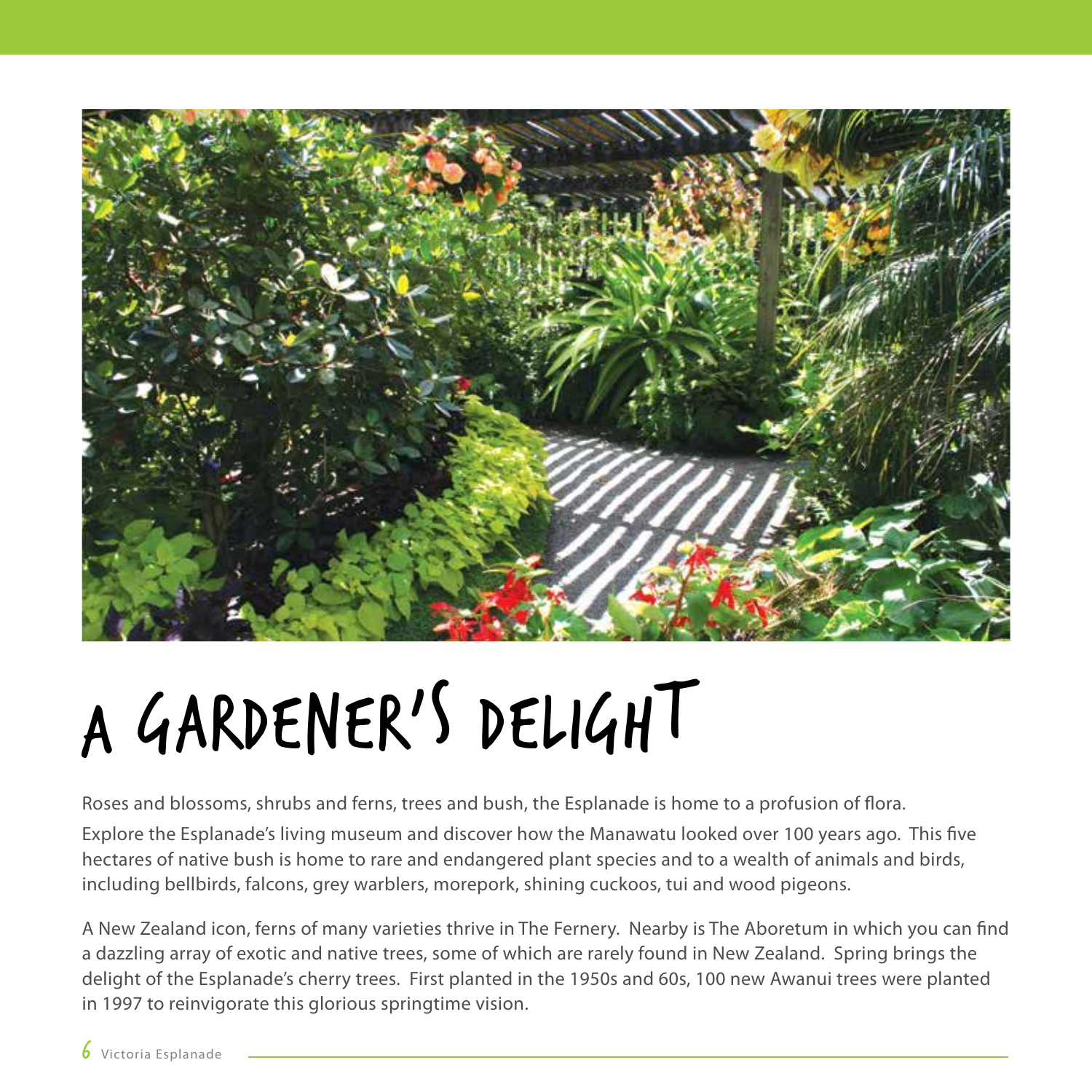# A GARDENER'S DELIGHT

Roses and blossoms, shrubs and ferns, trees and bush, the Esplanade is home to a profusion of flora.

Explore the Esplanade's living museum and discover how the Manawatu looked over 100 years ago. This five hectares of native bush is home to rare and endangered plant species and to a wealth of animals and birds, including bellbirds, falcons, grey warblers, morepork, shining cuckoos, tui and wood pigeons.

A New Zealand icon, ferns of many varieties thrive in The Fernery. Nearby is The Aboretum in which you can find a dazzling array of exotic and native trees, some of which are rarely found in New Zealand. Spring brings the delight of the Esplanade's cherry trees. First planted in the 1950s and 60s, 100 new Awanui trees were planted in 1997 to reinvigorate this glorious springtime vision.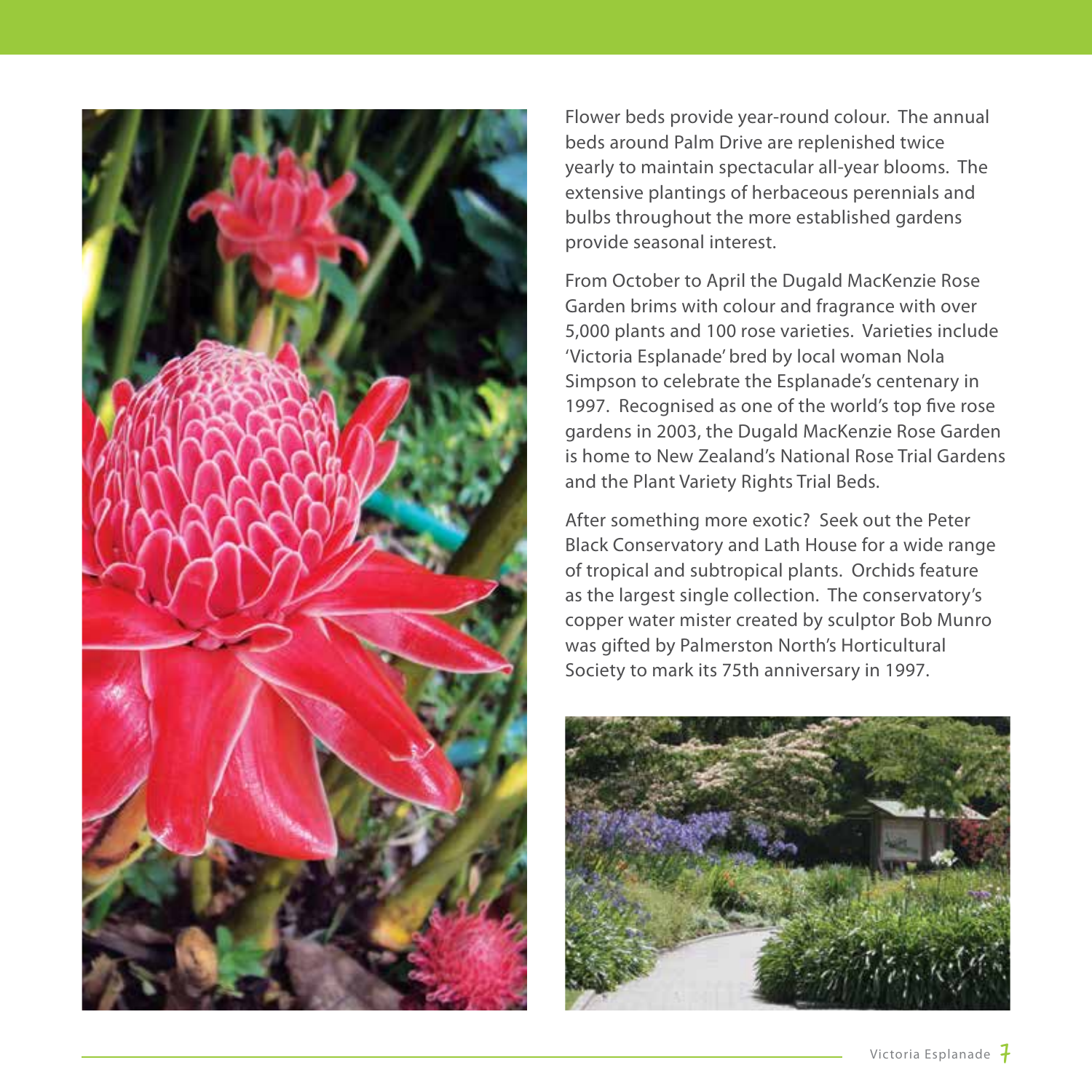Flower beds provide year-round colour. The annual beds around Palm Drive are replenished twice yearly to maintain spectacular all-year blooms. The extensive plantings of herbaceous perennials and bulbs throughout the more established gardens provide seasonal interest.

From October to April the Dugald MacKenzie Rose Garden brims with colour and fragrance with over 5,000 plants and 100 rose varieties. Varieties include 'Victoria Esplanade' bred by local woman Nola Simpson to celebrate the Esplanade's centenary in 1997. Recognised as one of the world's top five rose gardens in 2003, the Dugald MacKenzie Rose Garden is home to New Zealand's National Rose Trial Gardens and the Plant Variety Rights Trial Beds.

After something more exotic? Seek out the Peter Black Conservatory and Lath House for a wide range of tropical and subtropical plants. Orchids feature as the largest single collection. The conservatory's copper water mister created by sculptor Bob Munro was gifted by Palmerston North's Horticultural Society to mark its 75th anniversary in 1997.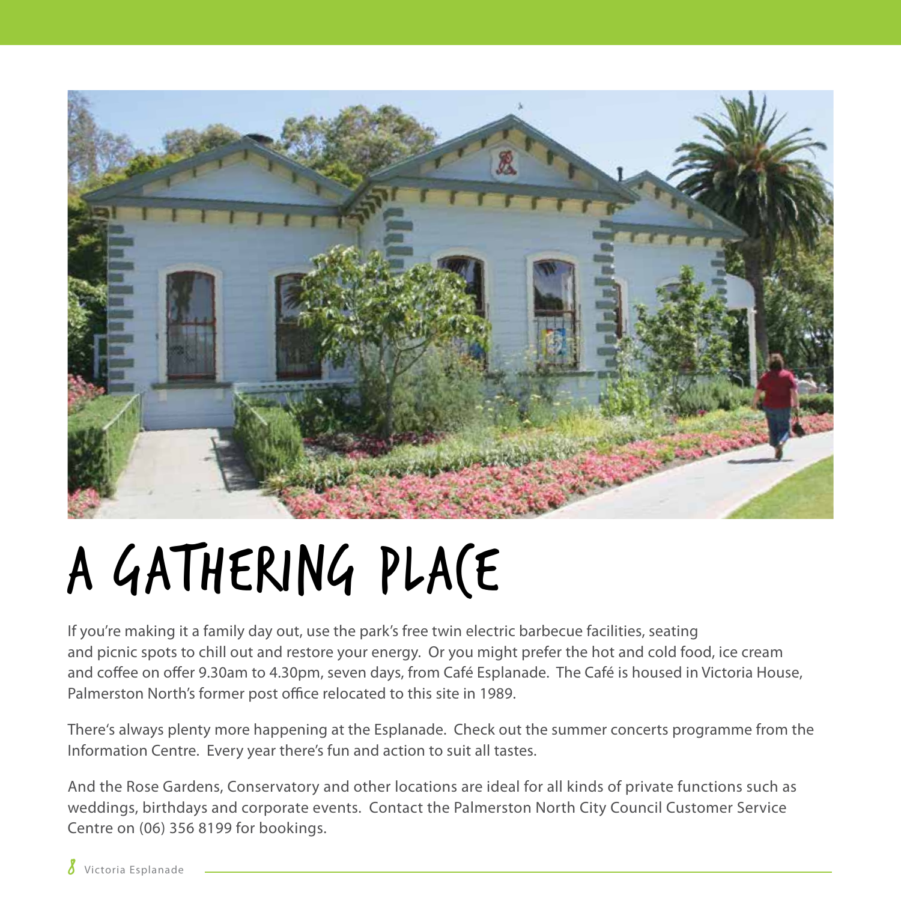# A GATHERING PLACE

If you're making it a family day out, use the park's free twin electric barbecue facilities, seating and picnic spots to chill out and restore your energy. Or you might prefer the hot and cold food, ice cream and coffee on offer 9.30am to 4.30pm, seven days, from Café Esplanade. The Café is housed in Victoria House, Palmerston North's former post office relocated to this site in 1989.

There's always plenty more happening at the Esplanade. Check out the summer concerts programme from the Information Centre. Every year there's fun and action to suit all tastes.

And the Rose Gardens, Conservatory and other locations are ideal for all kinds of private functions such as weddings, birthdays and corporate events. Contact the Palmerston North City Council Customer Service Centre on (06) 356 8199 for bookings.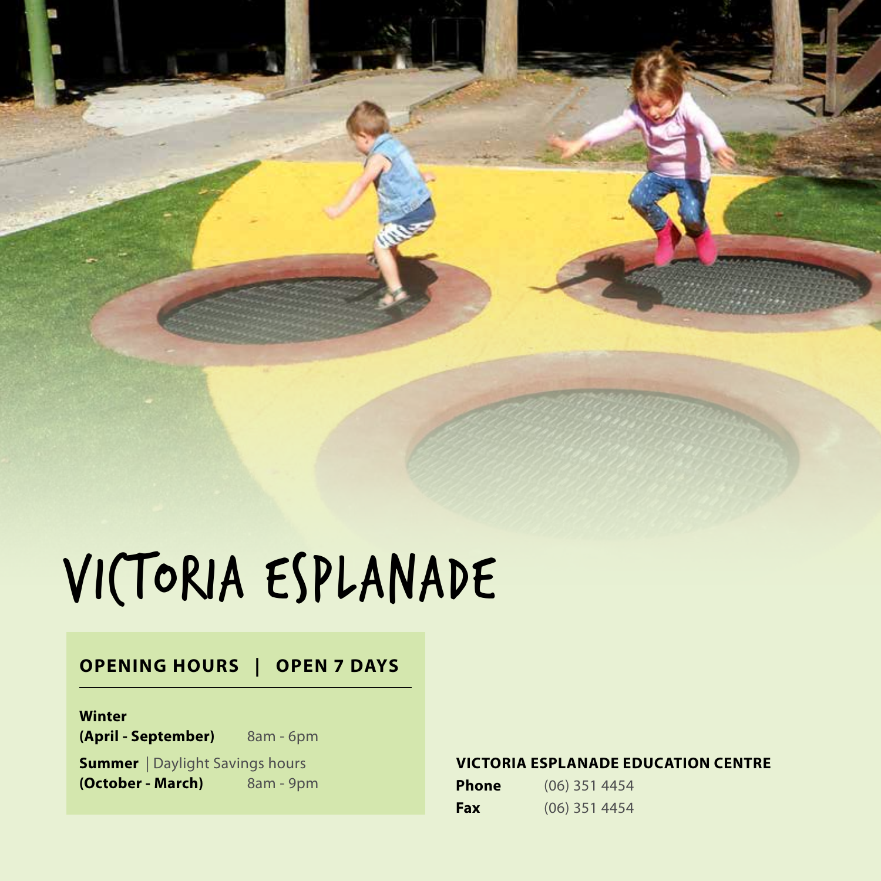# VICTORIA ESPLANADE

## OPENING HOURS | OPEN 7 DAYS

**Winter**
**(April - September)** 8am - 6pm

**Summer** | Daylight Savings hours
**(October - March)** 8am - 9pm

**VICTORIA ESPLANADE EDUCATION CENTRE**

**Phone** (06) 351 4454
**Fax** (06) 351 4454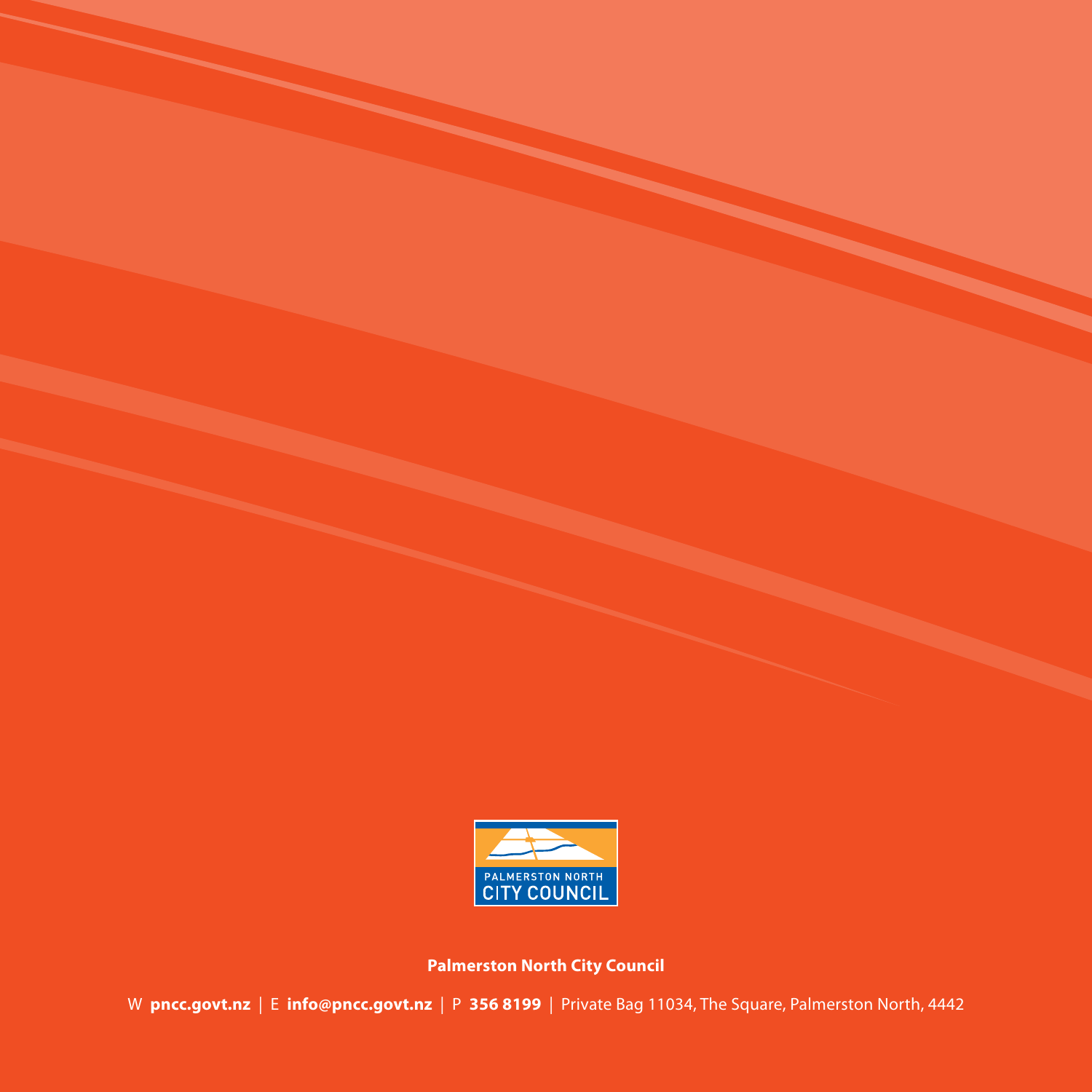PALMERSTON NORTH CITY COUNCIL

**Palmerston North City Council**

W **pncc.govt.nz** | E **info@pncc.govt.nz** | P **356 8199** | Private Bag 11034, The Square, Palmerston North, 4442